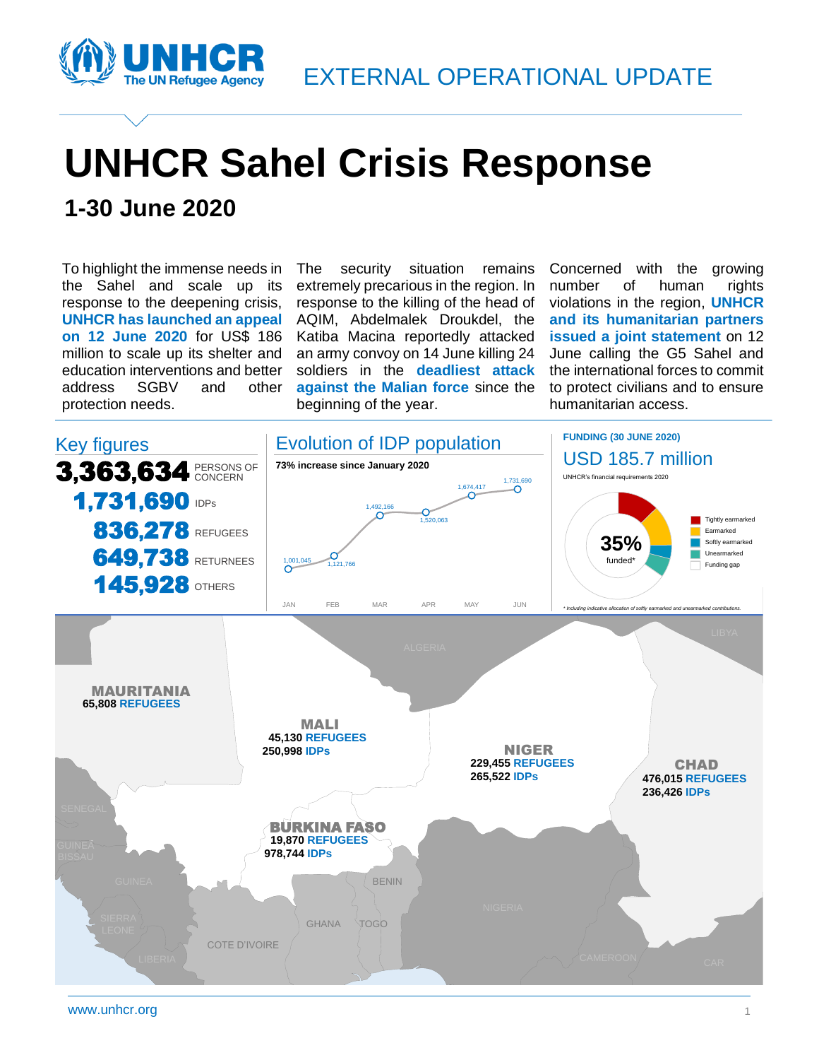EXTERNAL OPERATIONAL UPDATE

# UNHCR Sahel Crisis Response

## 1-30 June 2020

To highlight the immense needs in the Sahel and scale up its response to the deepening crisis, **UNHCR has launched an appeal on 12 June 2020** for US$ 186 million to scale up its shelter and education interventions and better address SGBV and other protection needs.

The security situation remains extremely precarious in the region. In response to the killing of the head of AQIM, Abdelmalek Droukdel, the Katiba Macina reportedly attacked an army convoy on 14 June killing 24 soldiers in the **deadliest attack against the Malian force** since the beginning of the year.

Concerned with the growing number of human rights violations in the region, **UNHCR and its humanitarian partners issued a joint statement** on 12 June calling the G5 Sahel and the international forces to commit to protect civilians and to ensure humanitarian access.

### Key figures

**3,363,634** PERSONS OF CONCERN

**1,731,690** IDPs

**836,278** REFUGEES

**649,738** RETURNEES

**145,928** OTHERS

### Evolution of IDP population

**73% increase since January 2020**

| Month | IDPs |
|---|---|
| JAN | 1,001,045 |
| FEB | 1,121,766 |
| MAR | 1,492,166 |
| APR | 1,520,063 |
| MAY | 1,674,417 |
| JUN | 1,731,690 |

**FUNDING (30 JUNE 2020)**

USD 185.7 million

UNHCR's financial requirements 2020

35% funded*

Tightly earmarked, Earmarked, Softly earmarked, Unearmarked, Funding gap

*\* Including indicative allocation of softly earmarked and unearmarked contributions.*

| Country | Refugees | IDPs |
|---|---|---|
| MAURITANIA | 65,808 | |
| MALI | 45,130 | 250,998 |
| NIGER | 229,455 | 265,522 |
| CHAD | 476,015 | 236,426 |
| BURKINA FASO | 19,870 | 978,744 |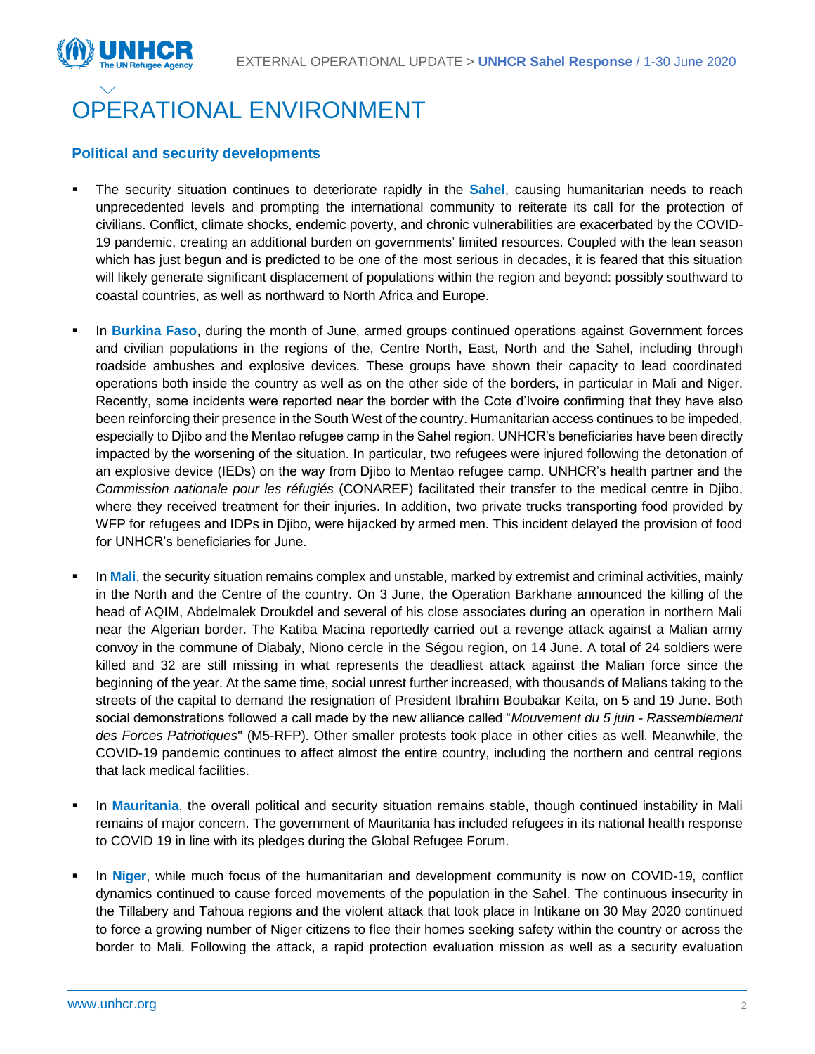# OPERATIONAL ENVIRONMENT

## Political and security developments

- The security situation continues to deteriorate rapidly in the **Sahel**, causing humanitarian needs to reach unprecedented levels and prompting the international community to reiterate its call for the protection of civilians. Conflict, climate shocks, endemic poverty, and chronic vulnerabilities are exacerbated by the COVID-19 pandemic, creating an additional burden on governments' limited resources. Coupled with the lean season which has just begun and is predicted to be one of the most serious in decades, it is feared that this situation will likely generate significant displacement of populations within the region and beyond: possibly southward to coastal countries, as well as northward to North Africa and Europe.

- In **Burkina Faso**, during the month of June, armed groups continued operations against Government forces and civilian populations in the regions of the, Centre North, East, North and the Sahel, including through roadside ambushes and explosive devices. These groups have shown their capacity to lead coordinated operations both inside the country as well as on the other side of the borders, in particular in Mali and Niger. Recently, some incidents were reported near the border with the Cote d'Ivoire confirming that they have also been reinforcing their presence in the South West of the country. Humanitarian access continues to be impeded, especially to Djibo and the Mentao refugee camp in the Sahel region. UNHCR's beneficiaries have been directly impacted by the worsening of the situation. In particular, two refugees were injured following the detonation of an explosive device (IEDs) on the way from Djibo to Mentao refugee camp. UNHCR's health partner and the *Commission nationale pour les réfugiés* (CONAREF) facilitated their transfer to the medical centre in Djibo, where they received treatment for their injuries. In addition, two private trucks transporting food provided by WFP for refugees and IDPs in Djibo, were hijacked by armed men. This incident delayed the provision of food for UNHCR's beneficiaries for June.

- In **Mali**, the security situation remains complex and unstable, marked by extremist and criminal activities, mainly in the North and the Centre of the country. On 3 June, the Operation Barkhane announced the killing of the head of AQIM, Abdelmalek Droukdel and several of his close associates during an operation in northern Mali near the Algerian border. The Katiba Macina reportedly carried out a revenge attack against a Malian army convoy in the commune of Diabaly, Niono cercle in the Ségou region, on 14 June. A total of 24 soldiers were killed and 32 are still missing in what represents the deadliest attack against the Malian force since the beginning of the year. At the same time, social unrest further increased, with thousands of Malians taking to the streets of the capital to demand the resignation of President Ibrahim Boubakar Keita, on 5 and 19 June. Both social demonstrations followed a call made by the new alliance called "*Mouvement du 5 juin - Rassemblement des Forces Patriotiques*" (M5-RFP). Other smaller protests took place in other cities as well. Meanwhile, the COVID-19 pandemic continues to affect almost the entire country, including the northern and central regions that lack medical facilities.

- In **Mauritania**, the overall political and security situation remains stable, though continued instability in Mali remains of major concern. The government of Mauritania has included refugees in its national health response to COVID 19 in line with its pledges during the Global Refugee Forum.

- In **Niger**, while much focus of the humanitarian and development community is now on COVID-19, conflict dynamics continued to cause forced movements of the population in the Sahel. The continuous insecurity in the Tillabery and Tahoua regions and the violent attack that took place in Intikane on 30 May 2020 continued to force a growing number of Niger citizens to flee their homes seeking safety within the country or across the border to Mali. Following the attack, a rapid protection evaluation mission as well as a security evaluation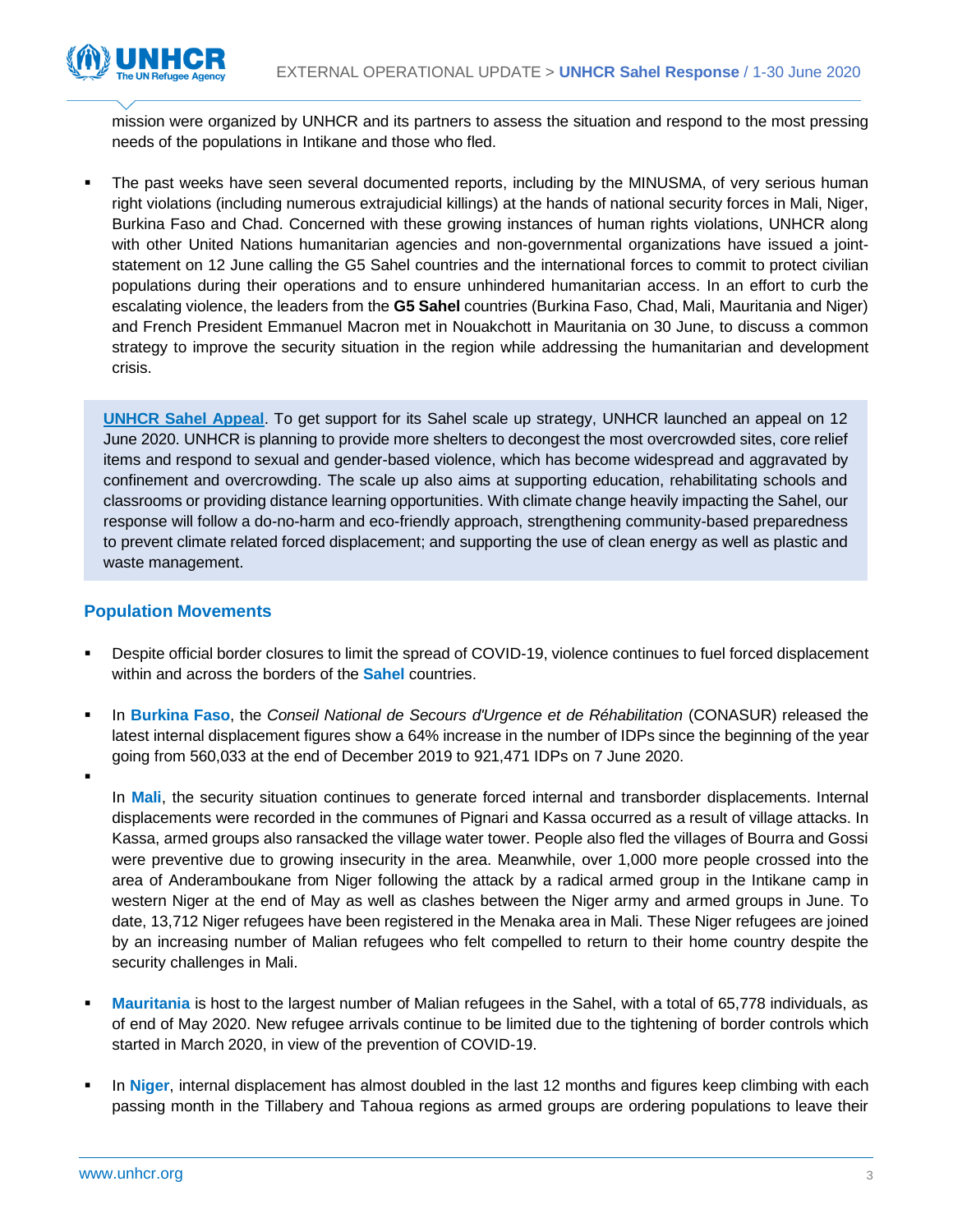mission were organized by UNHCR and its partners to assess the situation and respond to the most pressing needs of the populations in Intikane and those who fled.

- The past weeks have seen several documented reports, including by the MINUSMA, of very serious human right violations (including numerous extrajudicial killings) at the hands of national security forces in Mali, Niger, Burkina Faso and Chad. Concerned with these growing instances of human rights violations, UNHCR along with other United Nations humanitarian agencies and non-governmental organizations have issued a joint-statement on 12 June calling the G5 Sahel countries and the international forces to commit to protect civilian populations during their operations and to ensure unhindered humanitarian access. In an effort to curb the escalating violence, the leaders from the **G5 Sahel** countries (Burkina Faso, Chad, Mali, Mauritania and Niger) and French President Emmanuel Macron met in Nouakchott in Mauritania on 30 June, to discuss a common strategy to improve the security situation in the region while addressing the humanitarian and development crisis.

**UNHCR Sahel Appeal**. To get support for its Sahel scale up strategy, UNHCR launched an appeal on 12 June 2020. UNHCR is planning to provide more shelters to decongest the most overcrowded sites, core relief items and respond to sexual and gender-based violence, which has become widespread and aggravated by confinement and overcrowding. The scale up also aims at supporting education, rehabilitating schools and classrooms or providing distance learning opportunities. With climate change heavily impacting the Sahel, our response will follow a do-no-harm and eco-friendly approach, strengthening community-based preparedness to prevent climate related forced displacement; and supporting the use of clean energy as well as plastic and waste management.

## Population Movements

- Despite official border closures to limit the spread of COVID-19, violence continues to fuel forced displacement within and across the borders of the **Sahel** countries.
- In **Burkina Faso**, the *Conseil National de Secours d'Urgence et de Réhabilitation* (CONASUR) released the latest internal displacement figures show a 64% increase in the number of IDPs since the beginning of the year going from 560,033 at the end of December 2019 to 921,471 IDPs on 7 June 2020.
- In **Mali**, the security situation continues to generate forced internal and transborder displacements. Internal displacements were recorded in the communes of Pignari and Kassa occurred as a result of village attacks. In Kassa, armed groups also ransacked the village water tower. People also fled the villages of Bourra and Gossi were preventive due to growing insecurity in the area. Meanwhile, over 1,000 more people crossed into the area of Anderamboukane from Niger following the attack by a radical armed group in the Intikane camp in western Niger at the end of May as well as clashes between the Niger army and armed groups in June. To date, 13,712 Niger refugees have been registered in the Menaka area in Mali. These Niger refugees are joined by an increasing number of Malian refugees who felt compelled to return to their home country despite the security challenges in Mali.
- **Mauritania** is host to the largest number of Malian refugees in the Sahel, with a total of 65,778 individuals, as of end of May 2020. New refugee arrivals continue to be limited due to the tightening of border controls which started in March 2020, in view of the prevention of COVID-19.
- In **Niger**, internal displacement has almost doubled in the last 12 months and figures keep climbing with each passing month in the Tillabery and Tahoua regions as armed groups are ordering populations to leave their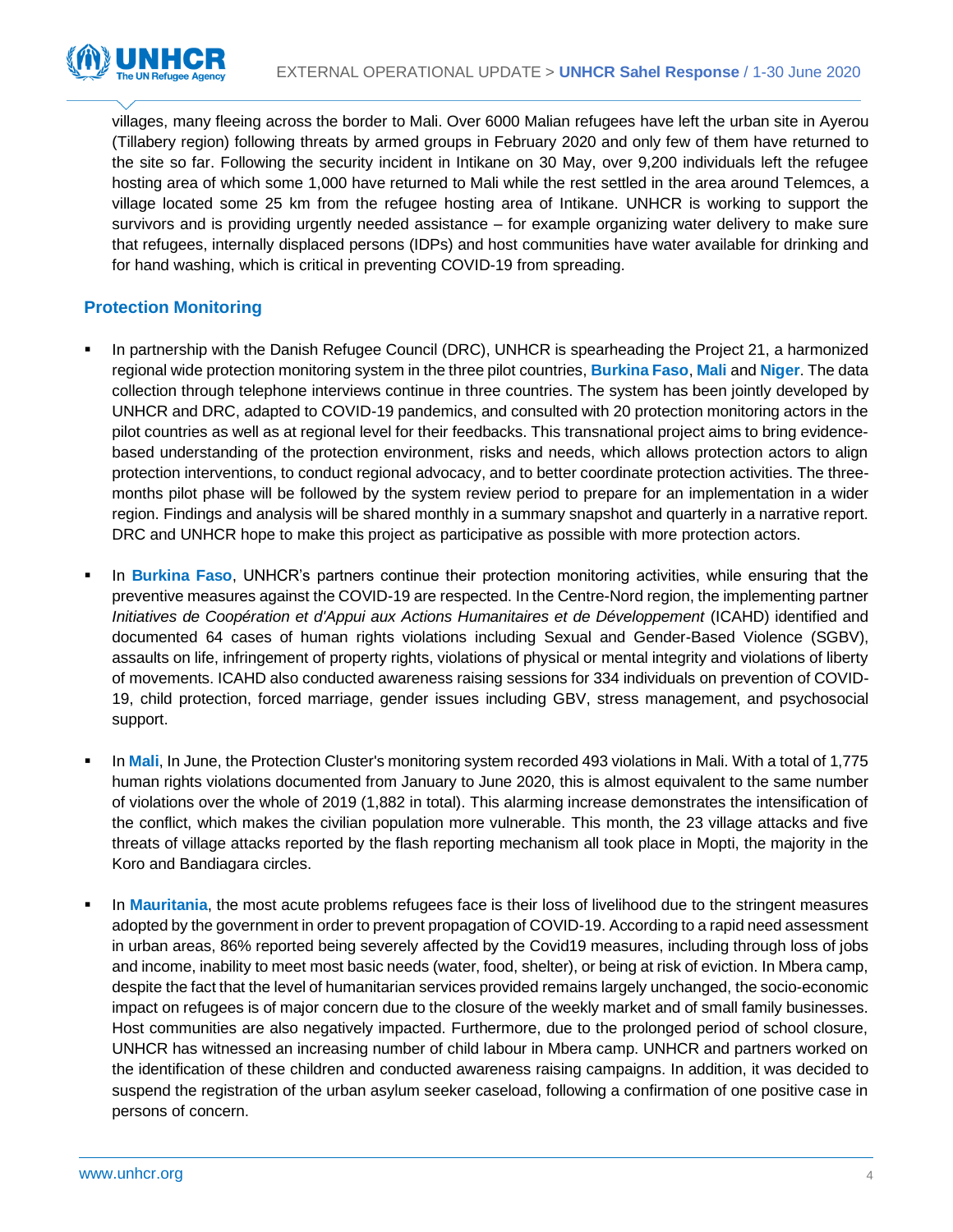villages, many fleeing across the border to Mali. Over 6000 Malian refugees have left the urban site in Ayerou (Tillabery region) following threats by armed groups in February 2020 and only few of them have returned to the site so far. Following the security incident in Intikane on 30 May, over 9,200 individuals left the refugee hosting area of which some 1,000 have returned to Mali while the rest settled in the area around Telemces, a village located some 25 km from the refugee hosting area of Intikane. UNHCR is working to support the survivors and is providing urgently needed assistance – for example organizing water delivery to make sure that refugees, internally displaced persons (IDPs) and host communities have water available for drinking and for hand washing, which is critical in preventing COVID-19 from spreading.

## Protection Monitoring

- In partnership with the Danish Refugee Council (DRC), UNHCR is spearheading the Project 21, a harmonized regional wide protection monitoring system in the three pilot countries, **Burkina Faso**, **Mali** and **Niger**. The data collection through telephone interviews continue in three countries. The system has been jointly developed by UNHCR and DRC, adapted to COVID-19 pandemics, and consulted with 20 protection monitoring actors in the pilot countries as well as at regional level for their feedbacks. This transnational project aims to bring evidence-based understanding of the protection environment, risks and needs, which allows protection actors to align protection interventions, to conduct regional advocacy, and to better coordinate protection activities. The three-months pilot phase will be followed by the system review period to prepare for an implementation in a wider region. Findings and analysis will be shared monthly in a summary snapshot and quarterly in a narrative report. DRC and UNHCR hope to make this project as participative as possible with more protection actors.

- In **Burkina Faso**, UNHCR's partners continue their protection monitoring activities, while ensuring that the preventive measures against the COVID-19 are respected. In the Centre-Nord region, the implementing partner *Initiatives de Coopération et d'Appui aux Actions Humanitaires et de Développement* (ICAHD) identified and documented 64 cases of human rights violations including Sexual and Gender-Based Violence (SGBV), assaults on life, infringement of property rights, violations of physical or mental integrity and violations of liberty of movements. ICAHD also conducted awareness raising sessions for 334 individuals on prevention of COVID-19, child protection, forced marriage, gender issues including GBV, stress management, and psychosocial support.

- In **Mali**, In June, the Protection Cluster's monitoring system recorded 493 violations in Mali. With a total of 1,775 human rights violations documented from January to June 2020, this is almost equivalent to the same number of violations over the whole of 2019 (1,882 in total). This alarming increase demonstrates the intensification of the conflict, which makes the civilian population more vulnerable. This month, the 23 village attacks and five threats of village attacks reported by the flash reporting mechanism all took place in Mopti, the majority in the Koro and Bandiagara circles.

- In **Mauritania**, the most acute problems refugees face is their loss of livelihood due to the stringent measures adopted by the government in order to prevent propagation of COVID-19. According to a rapid need assessment in urban areas, 86% reported being severely affected by the Covid19 measures, including through loss of jobs and income, inability to meet most basic needs (water, food, shelter), or being at risk of eviction. In Mbera camp, despite the fact that the level of humanitarian services provided remains largely unchanged, the socio-economic impact on refugees is of major concern due to the closure of the weekly market and of small family businesses. Host communities are also negatively impacted. Furthermore, due to the prolonged period of school closure, UNHCR has witnessed an increasing number of child labour in Mbera camp. UNHCR and partners worked on the identification of these children and conducted awareness raising campaigns. In addition, it was decided to suspend the registration of the urban asylum seeker caseload, following a confirmation of one positive case in persons of concern.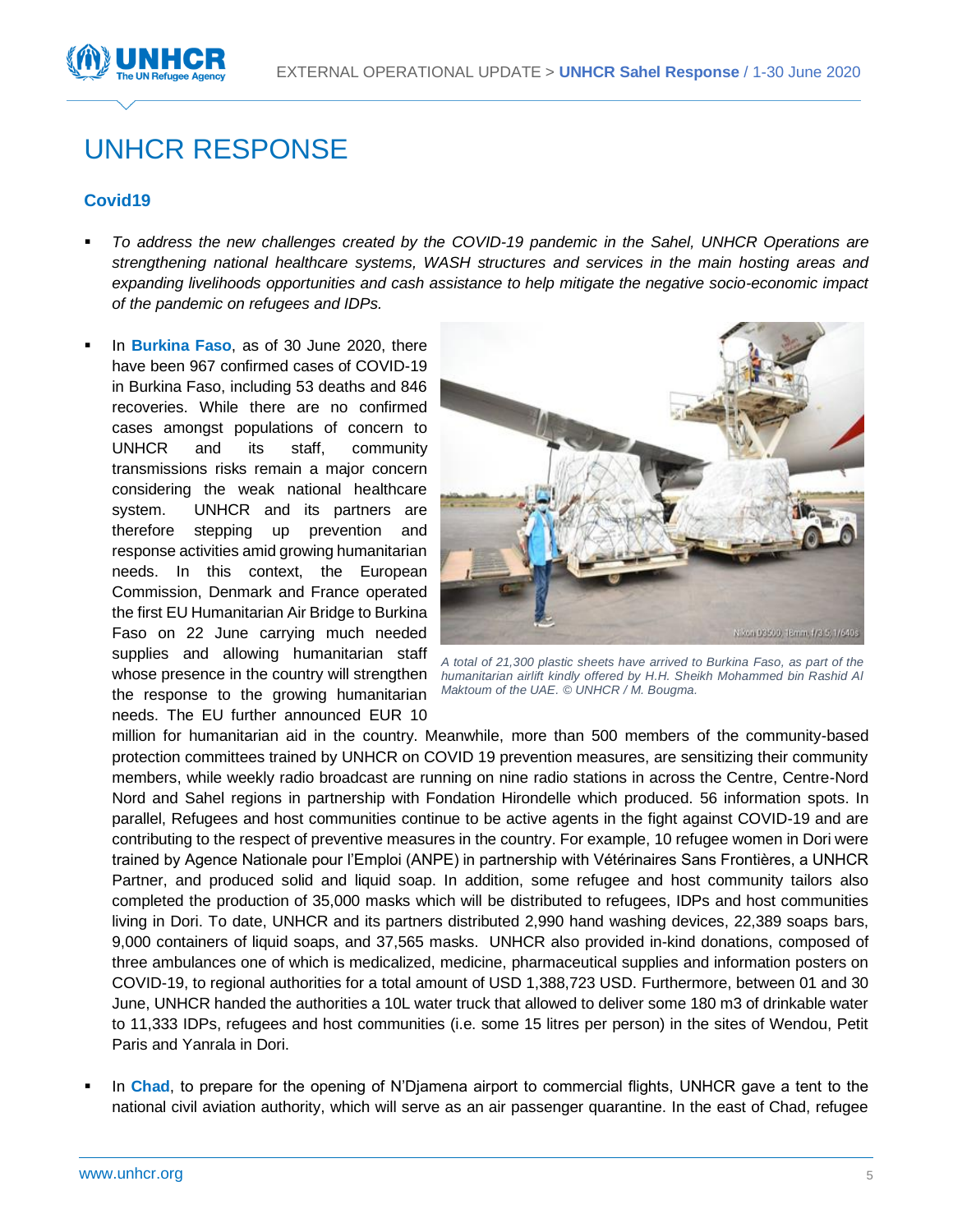# UNHCR RESPONSE

### Covid19

- *To address the new challenges created by the COVID-19 pandemic in the Sahel, UNHCR Operations are strengthening national healthcare systems, WASH structures and services in the main hosting areas and expanding livelihoods opportunities and cash assistance to help mitigate the negative socio-economic impact of the pandemic on refugees and IDPs.*

- In **Burkina Faso**, as of 30 June 2020, there have been 967 confirmed cases of COVID-19 in Burkina Faso, including 53 deaths and 846 recoveries. While there are no confirmed cases amongst populations of concern to UNHCR and its staff, community transmissions risks remain a major concern considering the weak national healthcare system. UNHCR and its partners are therefore stepping up prevention and response activities amid growing humanitarian needs. In this context, the European Commission, Denmark and France operated the first EU Humanitarian Air Bridge to Burkina Faso on 22 June carrying much needed supplies and allowing humanitarian staff whose presence in the country will strengthen the response to the growing humanitarian needs. The EU further announced EUR 10 million for humanitarian aid in the country. Meanwhile, more than 500 members of the community-based protection committees trained by UNHCR on COVID 19 prevention measures, are sensitizing their community members, while weekly radio broadcast are running on nine radio stations in across the Centre, Centre-Nord Nord and Sahel regions in partnership with Fondation Hirondelle which produced. 56 information spots. In parallel, Refugees and host communities continue to be active agents in the fight against COVID-19 and are contributing to the respect of preventive measures in the country. For example, 10 refugee women in Dori were trained by Agence Nationale pour l'Emploi (ANPE) in partnership with Vétérinaires Sans Frontières, a UNHCR Partner, and produced solid and liquid soap. In addition, some refugee and host community tailors also completed the production of 35,000 masks which will be distributed to refugees, IDPs and host communities living in Dori. To date, UNHCR and its partners distributed 2,990 hand washing devices, 22,389 soaps bars, 9,000 containers of liquid soaps, and 37,565 masks. UNHCR also provided in-kind donations, composed of three ambulances one of which is medicalized, medicine, pharmaceutical supplies and information posters on COVID-19, to regional authorities for a total amount of USD 1,388,723 USD. Furthermore, between 01 and 30 June, UNHCR handed the authorities a 10L water truck that allowed to deliver some 180 m3 of drinkable water to 11,333 IDPs, refugees and host communities (i.e. some 15 litres per person) in the sites of Wendou, Petit Paris and Yanrala in Dori.

*A total of 21,300 plastic sheets have arrived to Burkina Faso, as part of the humanitarian airlift kindly offered by H.H. Sheikh Mohammed bin Rashid Al Maktoum of the UAE. © UNHCR / M. Bougma.*

- In **Chad**, to prepare for the opening of N'Djamena airport to commercial flights, UNHCR gave a tent to the national civil aviation authority, which will serve as an air passenger quarantine. In the east of Chad, refugee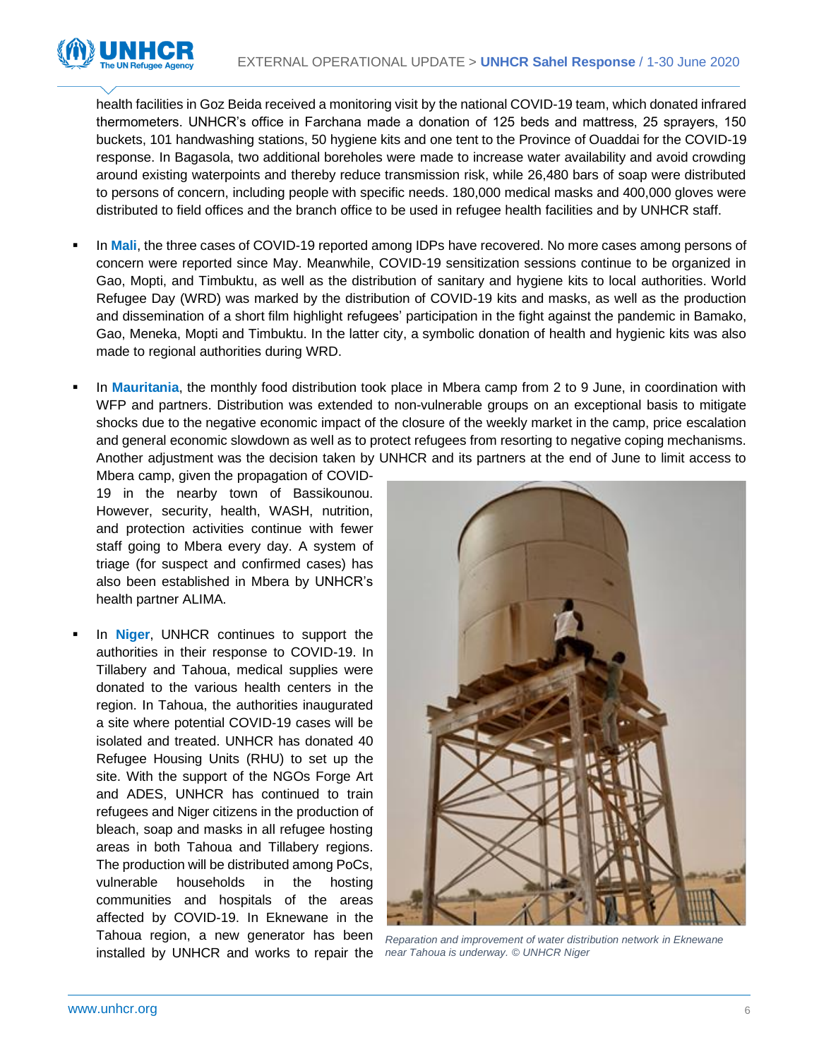health facilities in Goz Beida received a monitoring visit by the national COVID-19 team, which donated infrared thermometers. UNHCR's office in Farchana made a donation of 125 beds and mattress, 25 sprayers, 150 buckets, 101 handwashing stations, 50 hygiene kits and one tent to the Province of Ouaddai for the COVID-19 response. In Bagasola, two additional boreholes were made to increase water availability and avoid crowding around existing waterpoints and thereby reduce transmission risk, while 26,480 bars of soap were distributed to persons of concern, including people with specific needs. 180,000 medical masks and 400,000 gloves were distributed to field offices and the branch office to be used in refugee health facilities and by UNHCR staff.

- In **Mali**, the three cases of COVID-19 reported among IDPs have recovered. No more cases among persons of concern were reported since May. Meanwhile, COVID-19 sensitization sessions continue to be organized in Gao, Mopti, and Timbuktu, as well as the distribution of sanitary and hygiene kits to local authorities. World Refugee Day (WRD) was marked by the distribution of COVID-19 kits and masks, as well as the production and dissemination of a short film highlight refugees' participation in the fight against the pandemic in Bamako, Gao, Meneka, Mopti and Timbuktu. In the latter city, a symbolic donation of health and hygienic kits was also made to regional authorities during WRD.

- In **Mauritania**, the monthly food distribution took place in Mbera camp from 2 to 9 June, in coordination with WFP and partners. Distribution was extended to non-vulnerable groups on an exceptional basis to mitigate shocks due to the negative economic impact of the closure of the weekly market in the camp, price escalation and general economic slowdown as well as to protect refugees from resorting to negative coping mechanisms. Another adjustment was the decision taken by UNHCR and its partners at the end of June to limit access to Mbera camp, given the propagation of COVID-19 in the nearby town of Bassikounou. However, security, health, WASH, nutrition, and protection activities continue with fewer staff going to Mbera every day. A system of triage (for suspect and confirmed cases) has also been established in Mbera by UNHCR's health partner ALIMA.

- In **Niger**, UNHCR continues to support the authorities in their response to COVID-19. In Tillabery and Tahoua, medical supplies were donated to the various health centers in the region. In Tahoua, the authorities inaugurated a site where potential COVID-19 cases will be isolated and treated. UNHCR has donated 40 Refugee Housing Units (RHU) to set up the site. With the support of the NGOs Forge Art and ADES, UNHCR has continued to train refugees and Niger citizens in the production of bleach, soap and masks in all refugee hosting areas in both Tahoua and Tillabery regions. The production will be distributed among PoCs, vulnerable households in the hosting communities and hospitals of the areas affected by COVID-19. In Eknewane in the Tahoua region, a new generator has been installed by UNHCR and works to repair the

*Reparation and improvement of water distribution network in Eknewane near Tahoua is underway. © UNHCR Niger*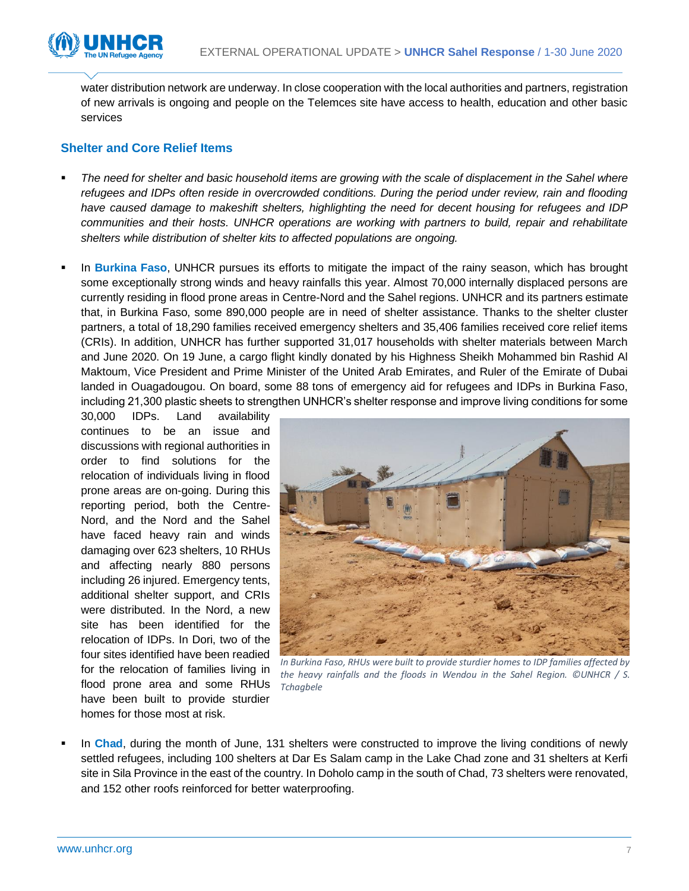water distribution network are underway. In close cooperation with the local authorities and partners, registration of new arrivals is ongoing and people on the Telemces site have access to health, education and other basic services

## Shelter and Core Relief Items

- *The need for shelter and basic household items are growing with the scale of displacement in the Sahel where refugees and IDPs often reside in overcrowded conditions. During the period under review, rain and flooding have caused damage to makeshift shelters, highlighting the need for decent housing for refugees and IDP communities and their hosts. UNHCR operations are working with partners to build, repair and rehabilitate shelters while distribution of shelter kits to affected populations are ongoing.*

- In **Burkina Faso**, UNHCR pursues its efforts to mitigate the impact of the rainy season, which has brought some exceptionally strong winds and heavy rainfalls this year. Almost 70,000 internally displaced persons are currently residing in flood prone areas in Centre-Nord and the Sahel regions. UNHCR and its partners estimate that, in Burkina Faso, some 890,000 people are in need of shelter assistance. Thanks to the shelter cluster partners, a total of 18,290 families received emergency shelters and 35,406 families received core relief items (CRIs). In addition, UNHCR has further supported 31,017 households with shelter materials between March and June 2020. On 19 June, a cargo flight kindly donated by his Highness Sheikh Mohammed bin Rashid Al Maktoum, Vice President and Prime Minister of the United Arab Emirates, and Ruler of the Emirate of Dubai landed in Ouagadougou. On board, some 88 tons of emergency aid for refugees and IDPs in Burkina Faso, including 21,300 plastic sheets to strengthen UNHCR's shelter response and improve living conditions for some 30,000 IDPs. Land availability continues to be an issue and discussions with regional authorities in order to find solutions for the relocation of individuals living in flood prone areas are on-going. During this reporting period, both the Centre-Nord, and the Nord and the Sahel have faced heavy rain and winds damaging over 623 shelters, 10 RHUs and affecting nearly 880 persons including 26 injured. Emergency tents, additional shelter support, and CRIs were distributed. In the Nord, a new site has been identified for the relocation of IDPs. In Dori, two of the four sites identified have been readied for the relocation of families living in flood prone area and some RHUs have been built to provide sturdier homes for those most at risk.

*In Burkina Faso, RHUs were built to provide sturdier homes to IDP families affected by the heavy rainfalls and the floods in Wendou in the Sahel Region. ©UNHCR / S. Tchagbele*

- In **Chad**, during the month of June, 131 shelters were constructed to improve the living conditions of newly settled refugees, including 100 shelters at Dar Es Salam camp in the Lake Chad zone and 31 shelters at Kerfi site in Sila Province in the east of the country. In Doholo camp in the south of Chad, 73 shelters were renovated, and 152 other roofs reinforced for better waterproofing.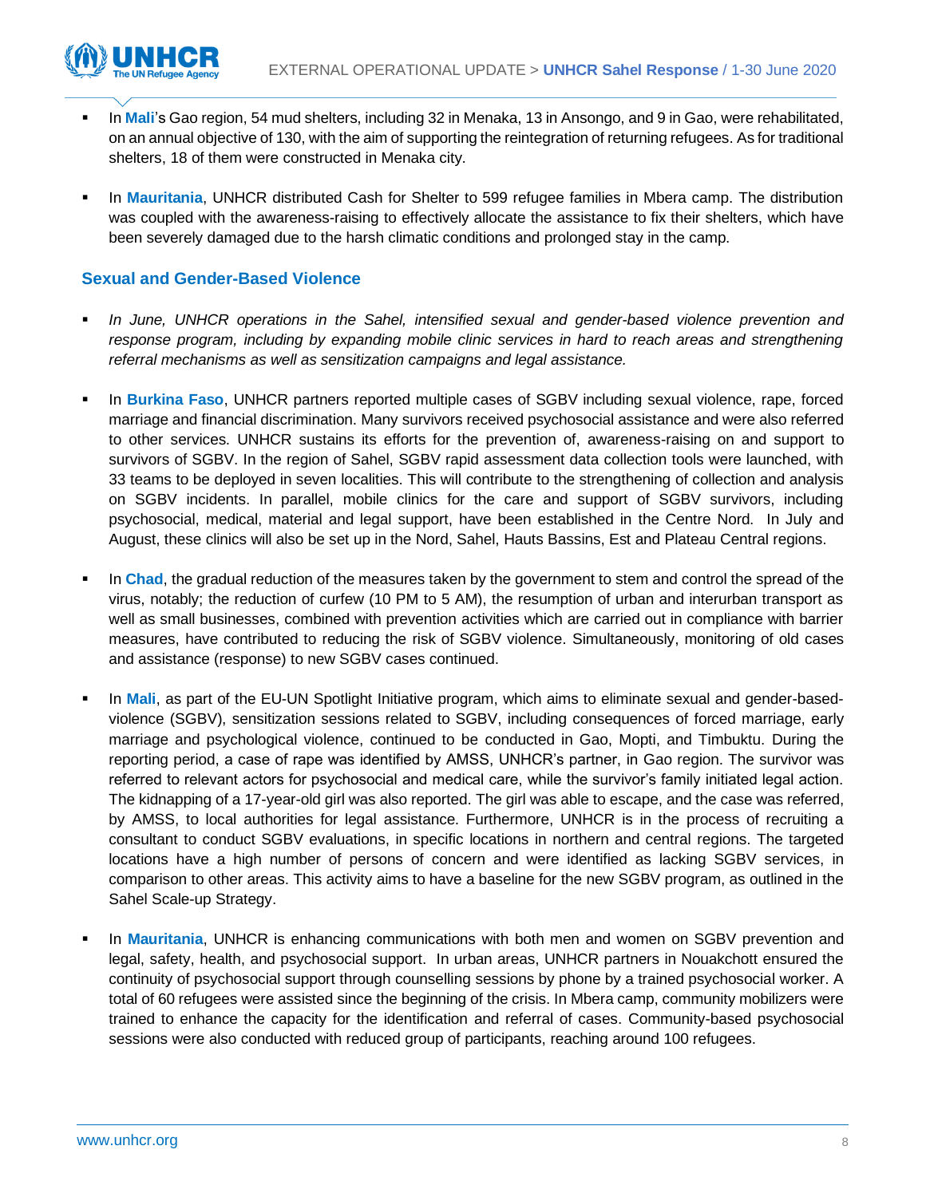- In **Mali**'s Gao region, 54 mud shelters, including 32 in Menaka, 13 in Ansongo, and 9 in Gao, were rehabilitated, on an annual objective of 130, with the aim of supporting the reintegration of returning refugees. As for traditional shelters, 18 of them were constructed in Menaka city.

- In **Mauritania**, UNHCR distributed Cash for Shelter to 599 refugee families in Mbera camp. The distribution was coupled with the awareness-raising to effectively allocate the assistance to fix their shelters, which have been severely damaged due to the harsh climatic conditions and prolonged stay in the camp.

## Sexual and Gender-Based Violence

- *In June, UNHCR operations in the Sahel, intensified sexual and gender-based violence prevention and response program, including by expanding mobile clinic services in hard to reach areas and strengthening referral mechanisms as well as sensitization campaigns and legal assistance.*

- In **Burkina Faso**, UNHCR partners reported multiple cases of SGBV including sexual violence, rape, forced marriage and financial discrimination. Many survivors received psychosocial assistance and were also referred to other services. UNHCR sustains its efforts for the prevention of, awareness-raising on and support to survivors of SGBV. In the region of Sahel, SGBV rapid assessment data collection tools were launched, with 33 teams to be deployed in seven localities. This will contribute to the strengthening of collection and analysis on SGBV incidents. In parallel, mobile clinics for the care and support of SGBV survivors, including psychosocial, medical, material and legal support, have been established in the Centre Nord. In July and August, these clinics will also be set up in the Nord, Sahel, Hauts Bassins, Est and Plateau Central regions.

- In **Chad**, the gradual reduction of the measures taken by the government to stem and control the spread of the virus, notably; the reduction of curfew (10 PM to 5 AM), the resumption of urban and interurban transport as well as small businesses, combined with prevention activities which are carried out in compliance with barrier measures, have contributed to reducing the risk of SGBV violence. Simultaneously, monitoring of old cases and assistance (response) to new SGBV cases continued.

- In **Mali**, as part of the EU-UN Spotlight Initiative program, which aims to eliminate sexual and gender-based-violence (SGBV), sensitization sessions related to SGBV, including consequences of forced marriage, early marriage and psychological violence, continued to be conducted in Gao, Mopti, and Timbuktu. During the reporting period, a case of rape was identified by AMSS, UNHCR's partner, in Gao region. The survivor was referred to relevant actors for psychosocial and medical care, while the survivor's family initiated legal action. The kidnapping of a 17-year-old girl was also reported. The girl was able to escape, and the case was referred, by AMSS, to local authorities for legal assistance. Furthermore, UNHCR is in the process of recruiting a consultant to conduct SGBV evaluations, in specific locations in northern and central regions. The targeted locations have a high number of persons of concern and were identified as lacking SGBV services, in comparison to other areas. This activity aims to have a baseline for the new SGBV program, as outlined in the Sahel Scale-up Strategy.

- In **Mauritania**, UNHCR is enhancing communications with both men and women on SGBV prevention and legal, safety, health, and psychosocial support. In urban areas, UNHCR partners in Nouakchott ensured the continuity of psychosocial support through counselling sessions by phone by a trained psychosocial worker. A total of 60 refugees were assisted since the beginning of the crisis. In Mbera camp, community mobilizers were trained to enhance the capacity for the identification and referral of cases. Community-based psychosocial sessions were also conducted with reduced group of participants, reaching around 100 refugees.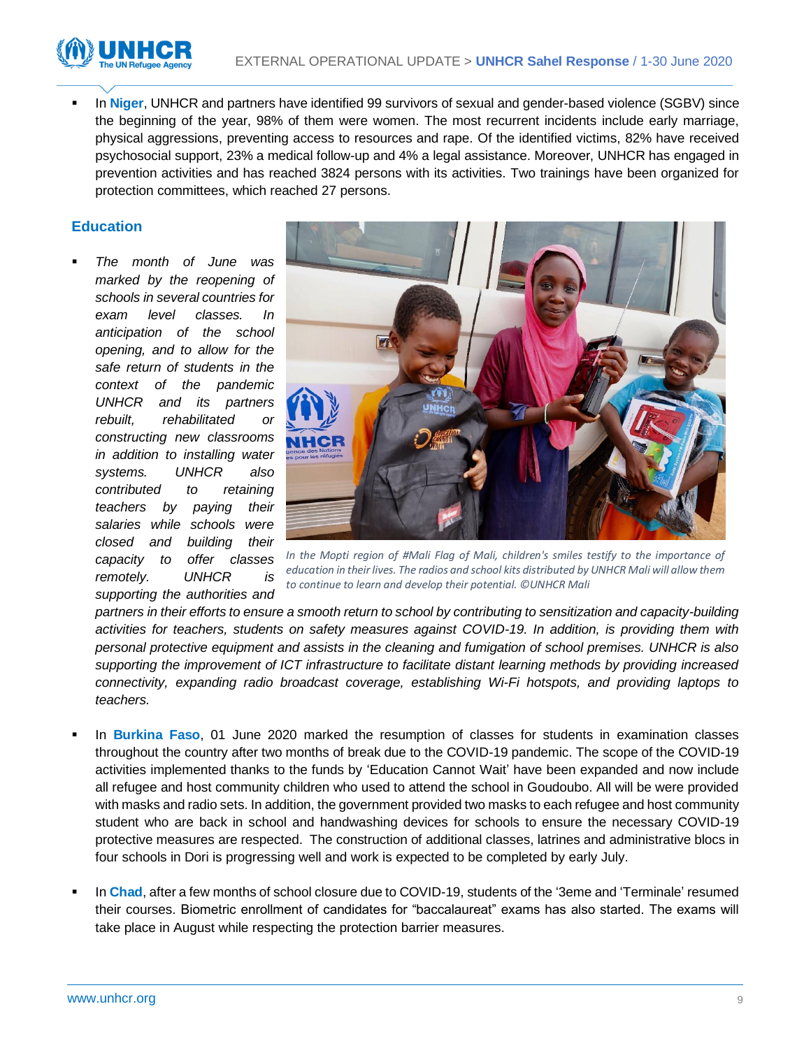- In **Niger**, UNHCR and partners have identified 99 survivors of sexual and gender-based violence (SGBV) since the beginning of the year, 98% of them were women. The most recurrent incidents include early marriage, physical aggressions, preventing access to resources and rape. Of the identified victims, 82% have received psychosocial support, 23% a medical follow-up and 4% a legal assistance. Moreover, UNHCR has engaged in prevention activities and has reached 3824 persons with its activities. Two trainings have been organized for protection committees, which reached 27 persons.

## Education

- *The month of June was marked by the reopening of schools in several countries for exam level classes. In anticipation of the school opening, and to allow for the safe return of students in the context of the pandemic UNHCR and its partners rebuilt, rehabilitated or constructing new classrooms in addition to installing water systems. UNHCR also contributed to retaining teachers by paying their salaries while schools were closed and building their capacity to offer classes remotely. UNHCR is supporting the authorities and partners in their efforts to ensure a smooth return to school by contributing to sensitization and capacity-building activities for teachers, students on safety measures against COVID-19. In addition, is providing them with personal protective equipment and assists in the cleaning and fumigation of school premises. UNHCR is also supporting the improvement of ICT infrastructure to facilitate distant learning methods by providing increased connectivity, expanding radio broadcast coverage, establishing Wi-Fi hotspots, and providing laptops to teachers.*

*In the Mopti region of #Mali Flag of Mali, children's smiles testify to the importance of education in their lives. The radios and school kits distributed by UNHCR Mali will allow them to continue to learn and develop their potential. ©UNHCR Mali*

- In **Burkina Faso**, 01 June 2020 marked the resumption of classes for students in examination classes throughout the country after two months of break due to the COVID-19 pandemic. The scope of the COVID-19 activities implemented thanks to the funds by 'Education Cannot Wait' have been expanded and now include all refugee and host community children who used to attend the school in Goudoubo. All will be were provided with masks and radio sets. In addition, the government provided two masks to each refugee and host community student who are back in school and handwashing devices for schools to ensure the necessary COVID-19 protective measures are respected. The construction of additional classes, latrines and administrative blocs in four schools in Dori is progressing well and work is expected to be completed by early July.

- In **Chad**, after a few months of school closure due to COVID-19, students of the '3eme and 'Terminale' resumed their courses. Biometric enrollment of candidates for "baccalaureat" exams has also started. The exams will take place in August while respecting the protection barrier measures.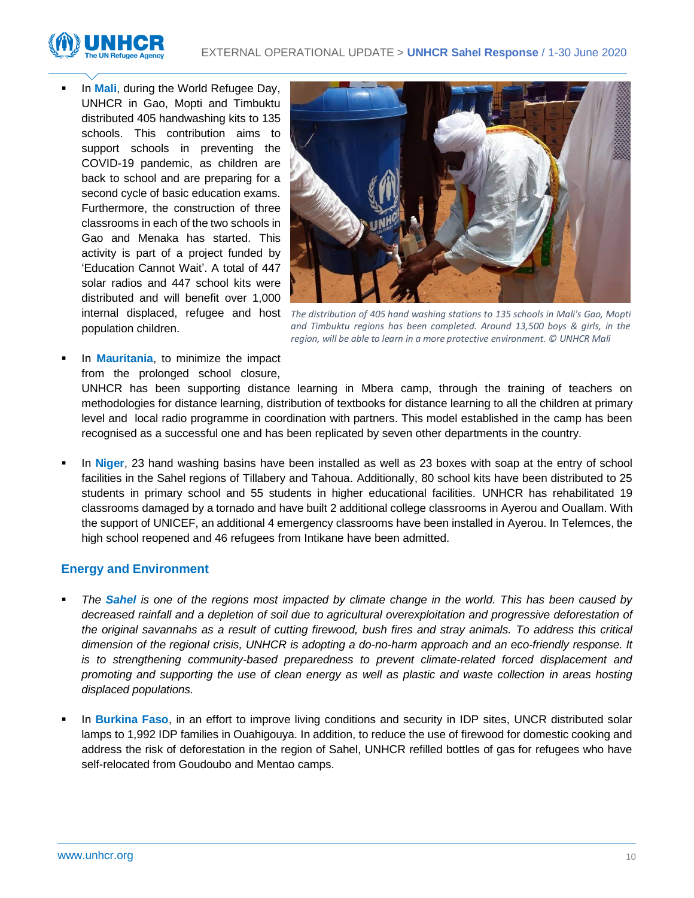- In **Mali**, during the World Refugee Day, UNHCR in Gao, Mopti and Timbuktu distributed 405 handwashing kits to 135 schools. This contribution aims to support schools in preventing the COVID-19 pandemic, as children are back to school and are preparing for a second cycle of basic education exams. Furthermore, the construction of three classrooms in each of the two schools in Gao and Menaka has started. This activity is part of a project funded by 'Education Cannot Wait'. A total of 447 solar radios and 447 school kits were distributed and will benefit over 1,000 internal displaced, refugee and host population children.

*The distribution of 405 hand washing stations to 135 schools in Mali's Gao, Mopti and Timbuktu regions has been completed. Around 13,500 boys & girls, in the region, will be able to learn in a more protective environment. © UNHCR Mali*

- In **Mauritania**, to minimize the impact from the prolonged school closure, UNHCR has been supporting distance learning in Mbera camp, through the training of teachers on methodologies for distance learning, distribution of textbooks for distance learning to all the children at primary level and local radio programme in coordination with partners. This model established in the camp has been recognised as a successful one and has been replicated by seven other departments in the country.

- In **Niger**, 23 hand washing basins have been installed as well as 23 boxes with soap at the entry of school facilities in the Sahel regions of Tillabery and Tahoua. Additionally, 80 school kits have been distributed to 25 students in primary school and 55 students in higher educational facilities. UNHCR has rehabilitated 19 classrooms damaged by a tornado and have built 2 additional college classrooms in Ayerou and Ouallam. With the support of UNICEF, an additional 4 emergency classrooms have been installed in Ayerou. In Telemces, the high school reopened and 46 refugees from Intikane have been admitted.

## Energy and Environment

- *The **Sahel** is one of the regions most impacted by climate change in the world. This has been caused by decreased rainfall and a depletion of soil due to agricultural overexploitation and progressive deforestation of the original savannahs as a result of cutting firewood, bush fires and stray animals. To address this critical dimension of the regional crisis, UNHCR is adopting a do-no-harm approach and an eco-friendly response. It is to strengthening community-based preparedness to prevent climate-related forced displacement and promoting and supporting the use of clean energy as well as plastic and waste collection in areas hosting displaced populations.*

- In **Burkina Faso**, in an effort to improve living conditions and security in IDP sites, UNCR distributed solar lamps to 1,992 IDP families in Ouahigouya. In addition, to reduce the use of firewood for domestic cooking and address the risk of deforestation in the region of Sahel, UNHCR refilled bottles of gas for refugees who have self-relocated from Goudoubo and Mentao camps.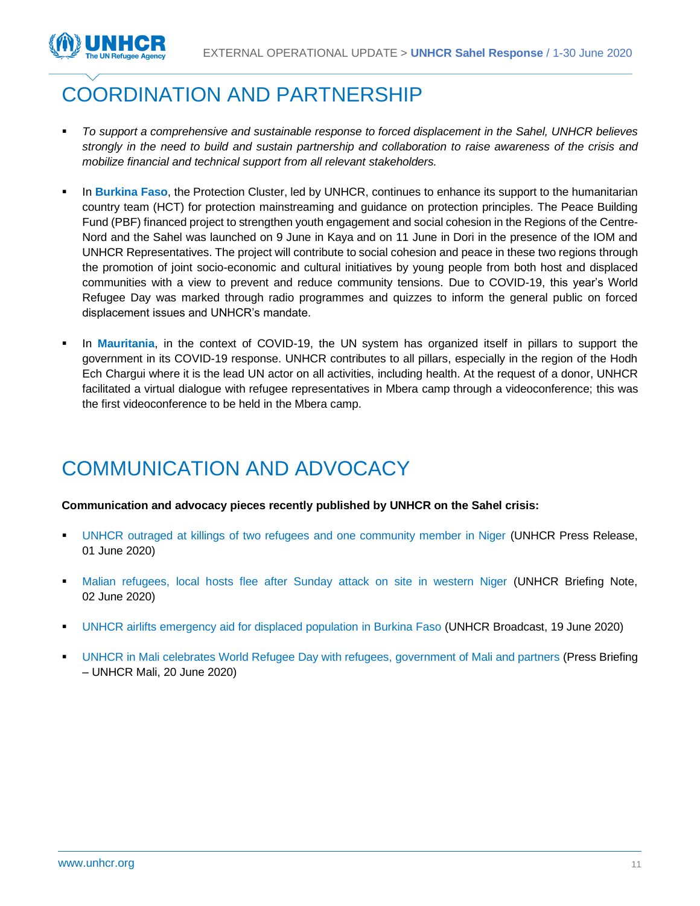# COORDINATION AND PARTNERSHIP

- *To support a comprehensive and sustainable response to forced displacement in the Sahel, UNHCR believes strongly in the need to build and sustain partnership and collaboration to raise awareness of the crisis and mobilize financial and technical support from all relevant stakeholders.*

- In **Burkina Faso**, the Protection Cluster, led by UNHCR, continues to enhance its support to the humanitarian country team (HCT) for protection mainstreaming and guidance on protection principles. The Peace Building Fund (PBF) financed project to strengthen youth engagement and social cohesion in the Regions of the Centre-Nord and the Sahel was launched on 9 June in Kaya and on 11 June in Dori in the presence of the IOM and UNHCR Representatives. The project will contribute to social cohesion and peace in these two regions through the promotion of joint socio-economic and cultural initiatives by young people from both host and displaced communities with a view to prevent and reduce community tensions. Due to COVID-19, this year's World Refugee Day was marked through radio programmes and quizzes to inform the general public on forced displacement issues and UNHCR's mandate.

- In **Mauritania**, in the context of COVID-19, the UN system has organized itself in pillars to support the government in its COVID-19 response. UNHCR contributes to all pillars, especially in the region of the Hodh Ech Chargui where it is the lead UN actor on all activities, including health. At the request of a donor, UNHCR facilitated a virtual dialogue with refugee representatives in Mbera camp through a videoconference; this was the first videoconference to be held in the Mbera camp.

# COMMUNICATION AND ADVOCACY

**Communication and advocacy pieces recently published by UNHCR on the Sahel crisis:**

- UNHCR outraged at killings of two refugees and one community member in Niger (UNHCR Press Release, 01 June 2020)

- Malian refugees, local hosts flee after Sunday attack on site in western Niger (UNHCR Briefing Note, 02 June 2020)

- UNHCR airlifts emergency aid for displaced population in Burkina Faso (UNHCR Broadcast, 19 June 2020)

- UNHCR in Mali celebrates World Refugee Day with refugees, government of Mali and partners (Press Briefing – UNHCR Mali, 20 June 2020)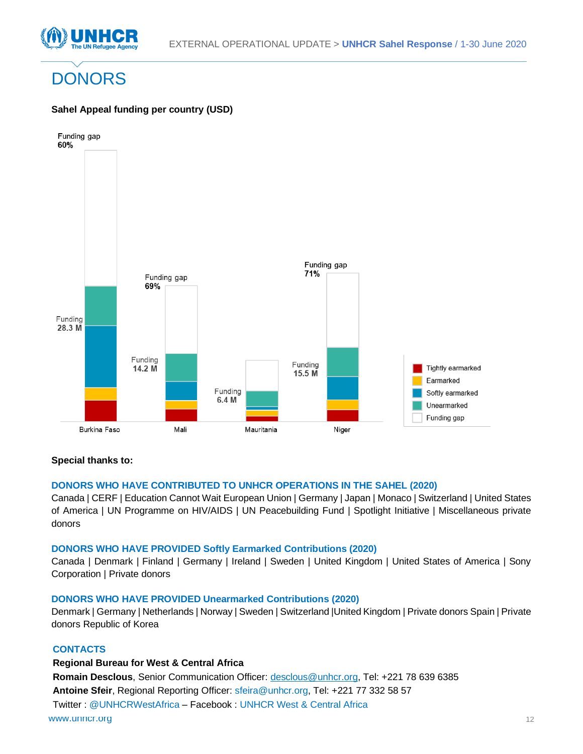# DONORS

**Sahel Appeal funding per country (USD)**

Funding gap
60%

Funding
28.3 M

Funding gap
69%

Funding
14.2 M

Funding
6.4 M

Funding gap
71%

Funding
15.5 M

Burkina Faso
Mali
Mauritania
Niger

Tightly earmarked
Earmarked
Softly earmarked
Unearmarked
Funding gap

**Special thanks to:**

**DONORS WHO HAVE CONTRIBUTED TO UNHCR OPERATIONS IN THE SAHEL (2020)**

Canada | CERF | Education Cannot Wait European Union | Germany | Japan | Monaco | Switzerland | United States of America | UN Programme on HIV/AIDS | UN Peacebuilding Fund | Spotlight Initiative | Miscellaneous private donors

**DONORS WHO HAVE PROVIDED Softly Earmarked Contributions (2020)**

Canada | Denmark | Finland | Germany | Ireland | Sweden | United Kingdom | United States of America | Sony Corporation | Private donors

**DONORS WHO HAVE PROVIDED Unearmarked Contributions (2020)**

Denmark | Germany | Netherlands | Norway | Sweden | Switzerland |United Kingdom | Private donors Spain | Private donors Republic of Korea

**CONTACTS**

**Regional Bureau for West & Central Africa**

**Romain Desclous**, Senior Communication Officer: desclous@unhcr.org, Tel: +221 78 639 6385

**Antoine Sfeir**, Regional Reporting Officer: sfeira@unhcr.org, Tel: +221 77 332 58 57

Twitter : @UNHCRWestAfrica – Facebook : UNHCR West & Central Africa